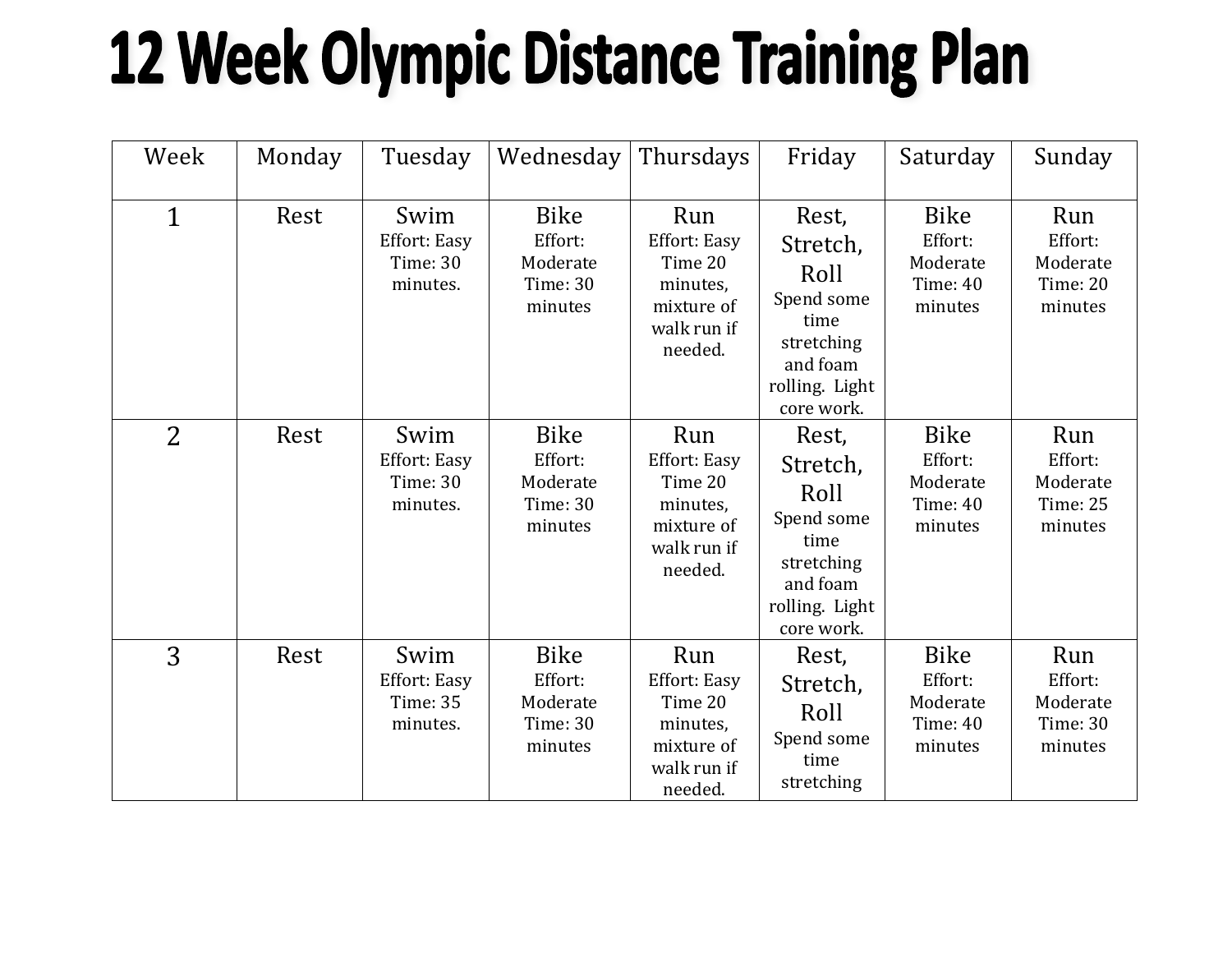# 12 Week Olympic Distance Training Plan

| Week | Monday | Tuesday | Wednesday | Thursdays | Friday | Saturday | Sunday |
|---|---|---|---|---|---|---|---|
| 1 | Rest | Swim Effort: Easy Time: 30 minutes. | Bike Effort: Moderate Time: 30 minutes | Run Effort: Easy Time 20 minutes, mixture of walk run if needed. | Rest, Stretch, Roll Spend some time stretching and foam rolling. Light core work. | Bike Effort: Moderate Time: 40 minutes | Run Effort: Moderate Time: 20 minutes |
| 2 | Rest | Swim Effort: Easy Time: 30 minutes. | Bike Effort: Moderate Time: 30 minutes | Run Effort: Easy Time 20 minutes, mixture of walk run if needed. | Rest, Stretch, Roll Spend some time stretching and foam rolling. Light core work. | Bike Effort: Moderate Time: 40 minutes | Run Effort: Moderate Time: 25 minutes |
| 3 | Rest | Swim Effort: Easy Time: 35 minutes. | Bike Effort: Moderate Time: 30 minutes | Run Effort: Easy Time 20 minutes, mixture of walk run if needed. | Rest, Stretch, Roll Spend some time stretching | Bike Effort: Moderate Time: 40 minutes | Run Effort: Moderate Time: 30 minutes |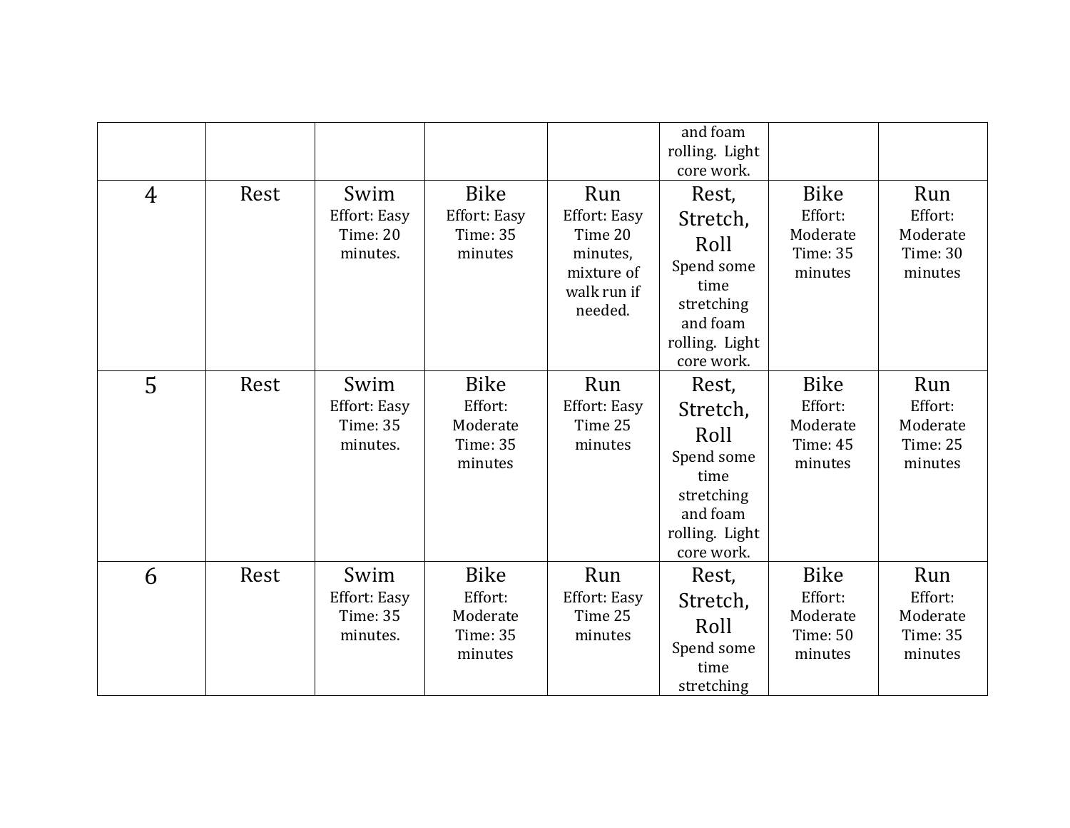| | | | | | | | |
|---|---|---|---|---|---|---|---|
| | | | | | and foam rolling. Light core work. | | |
| 4 | Rest | Swim<br>Effort: Easy<br>Time: 20 minutes. | Bike<br>Effort: Easy<br>Time: 35 minutes | Run<br>Effort: Easy<br>Time 20 minutes, mixture of walk run if needed. | Rest, Stretch, Roll<br>Spend some time stretching and foam rolling. Light core work. | Bike<br>Effort: Moderate<br>Time: 35 minutes | Run<br>Effort: Moderate<br>Time: 30 minutes |
| 5 | Rest | Swim<br>Effort: Easy<br>Time: 35 minutes. | Bike<br>Effort: Moderate<br>Time: 35 minutes | Run<br>Effort: Easy<br>Time 25 minutes | Rest, Stretch, Roll<br>Spend some time stretching and foam rolling. Light core work. | Bike<br>Effort: Moderate<br>Time: 45 minutes | Run<br>Effort: Moderate<br>Time: 25 minutes |
| 6 | Rest | Swim<br>Effort: Easy<br>Time: 35 minutes. | Bike<br>Effort: Moderate<br>Time: 35 minutes | Run<br>Effort: Easy<br>Time 25 minutes | Rest, Stretch, Roll<br>Spend some time stretching | Bike<br>Effort: Moderate<br>Time: 50 minutes | Run<br>Effort: Moderate<br>Time: 35 minutes |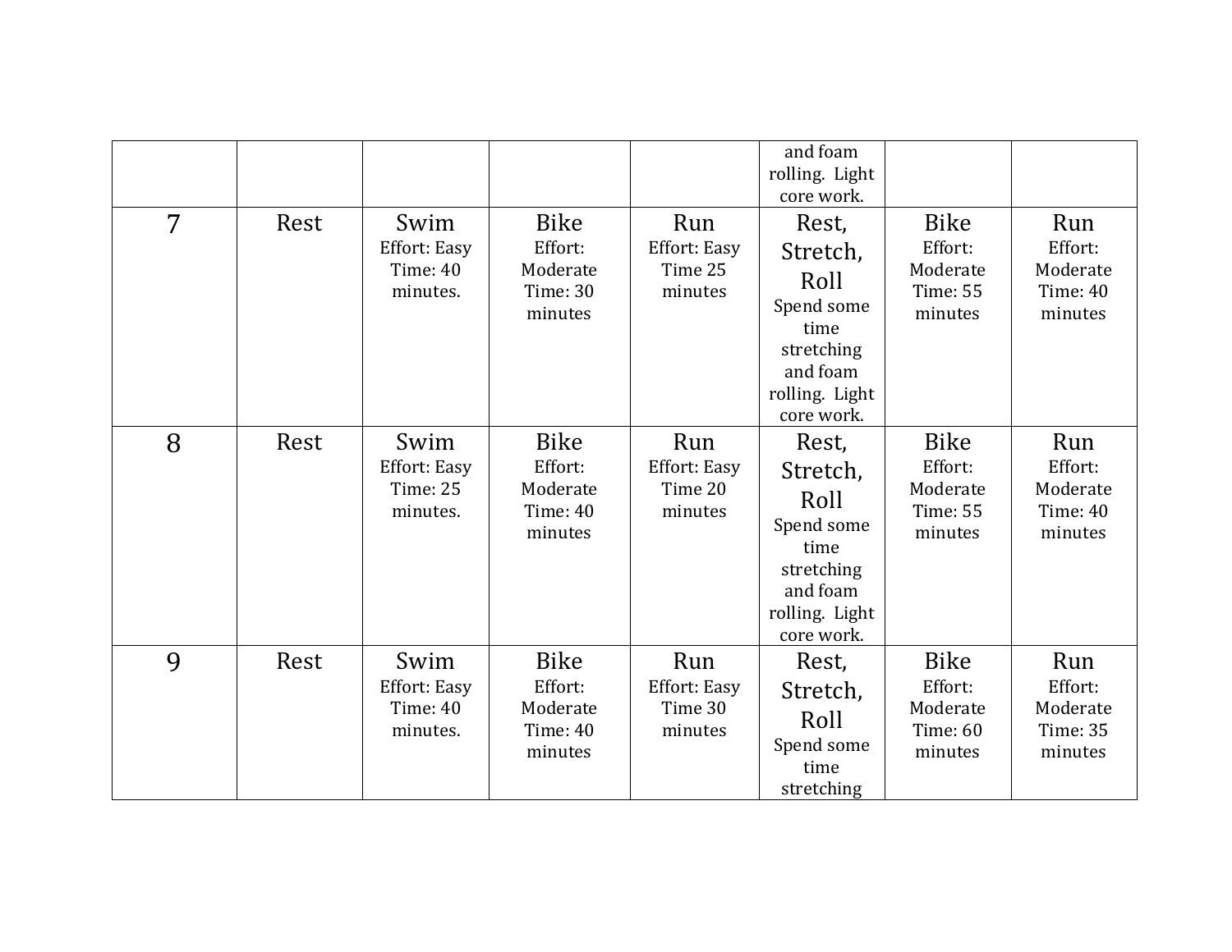| | | | | | | | |
|---|---|---|---|---|---|---|---|
| | | | | | and foam rolling. Light core work. | | |
| 7 | Rest | Swim<br>Effort: Easy<br>Time: 40 minutes. | Bike<br>Effort: Moderate<br>Time: 30 minutes | Run<br>Effort: Easy<br>Time 25 minutes | Rest, Stretch, Roll<br>Spend some time stretching and foam rolling. Light core work. | Bike<br>Effort: Moderate<br>Time: 55 minutes | Run<br>Effort: Moderate<br>Time: 40 minutes |
| 8 | Rest | Swim<br>Effort: Easy<br>Time: 25 minutes. | Bike<br>Effort: Moderate<br>Time: 40 minutes | Run<br>Effort: Easy<br>Time 20 minutes | Rest, Stretch, Roll<br>Spend some time stretching and foam rolling. Light core work. | Bike<br>Effort: Moderate<br>Time: 55 minutes | Run<br>Effort: Moderate<br>Time: 40 minutes |
| 9 | Rest | Swim<br>Effort: Easy<br>Time: 40 minutes. | Bike<br>Effort: Moderate<br>Time: 40 minutes | Run<br>Effort: Easy<br>Time 30 minutes | Rest, Stretch, Roll<br>Spend some time stretching | Bike<br>Effort: Moderate<br>Time: 60 minutes | Run<br>Effort: Moderate<br>Time: 35 minutes |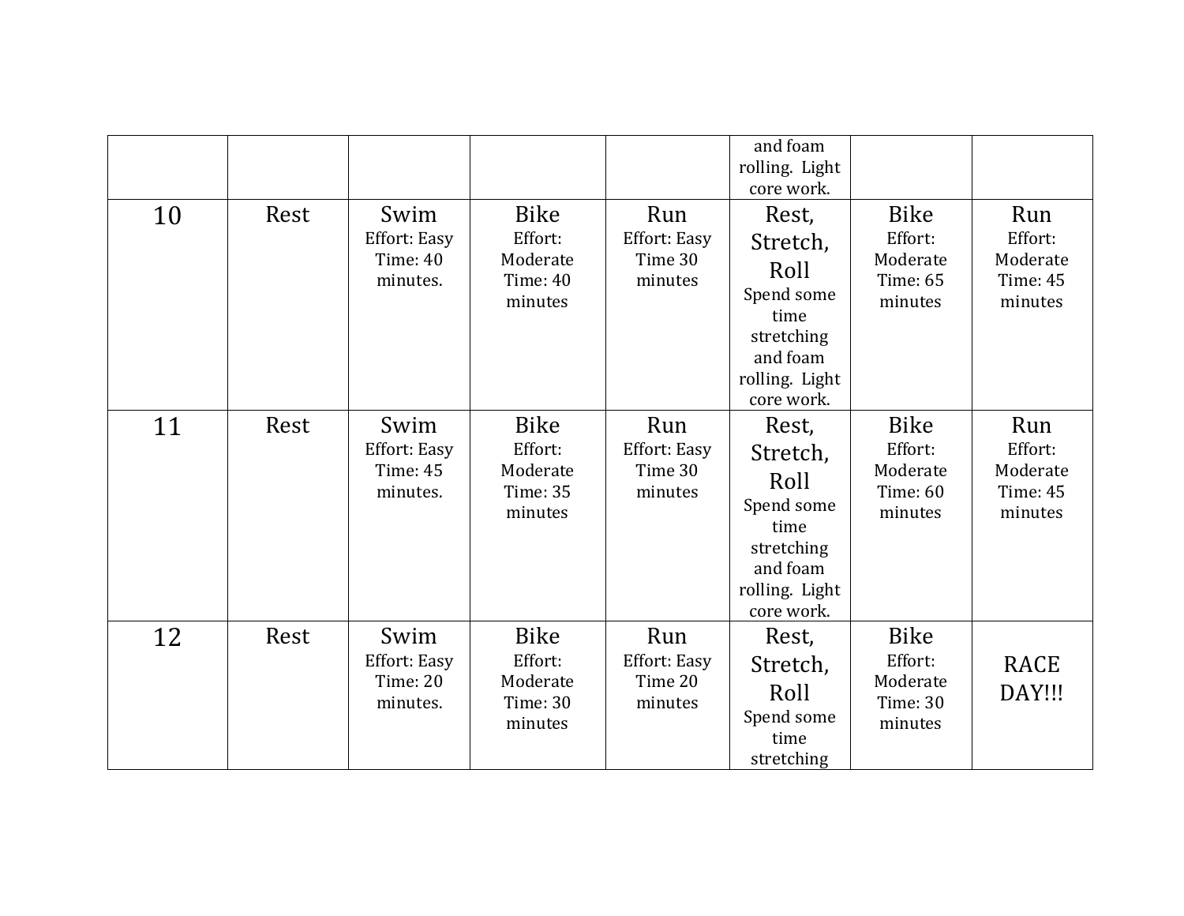| | | | | | | | |
|---|---|---|---|---|---|---|---|
| | | | | | and foam rolling. Light core work. | | |
| 10 | Rest | Swim Effort: Easy Time: 40 minutes. | Bike Effort: Moderate Time: 40 minutes | Run Effort: Easy Time 30 minutes | Rest, Stretch, Roll Spend some time stretching and foam rolling. Light core work. | Bike Effort: Moderate Time: 65 minutes | Run Effort: Moderate Time: 45 minutes |
| 11 | Rest | Swim Effort: Easy Time: 45 minutes. | Bike Effort: Moderate Time: 35 minutes | Run Effort: Easy Time 30 minutes | Rest, Stretch, Roll Spend some time stretching and foam rolling. Light core work. | Bike Effort: Moderate Time: 60 minutes | Run Effort: Moderate Time: 45 minutes |
| 12 | Rest | Swim Effort: Easy Time: 20 minutes. | Bike Effort: Moderate Time: 30 minutes | Run Effort: Easy Time 20 minutes | Rest, Stretch, Roll Spend some time stretching | Bike Effort: Moderate Time: 30 minutes | RACE DAY!!! |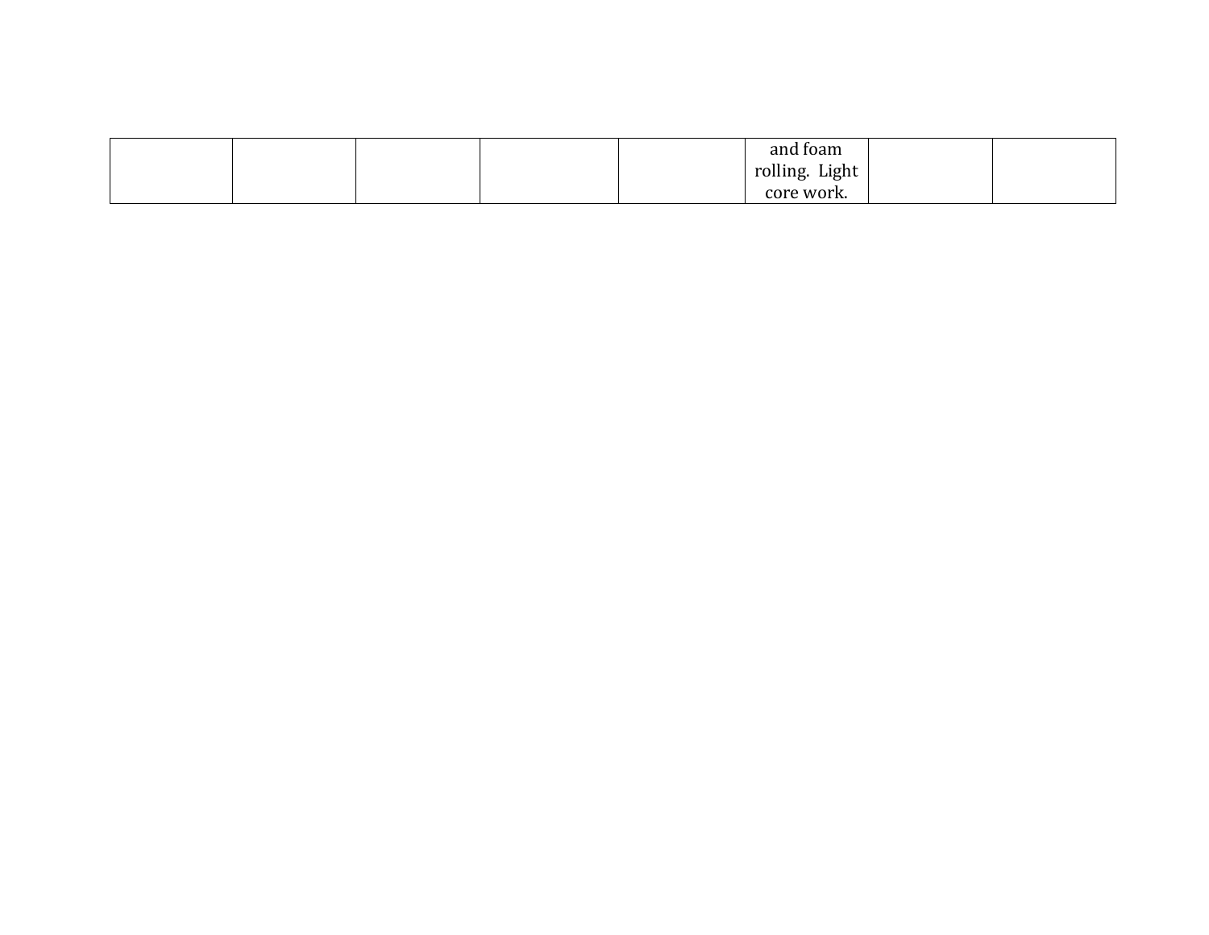| | | | | | | | |
|---|---|---|---|---|---|---|---|
| | | | | | and foam rolling. Light core work. | | |